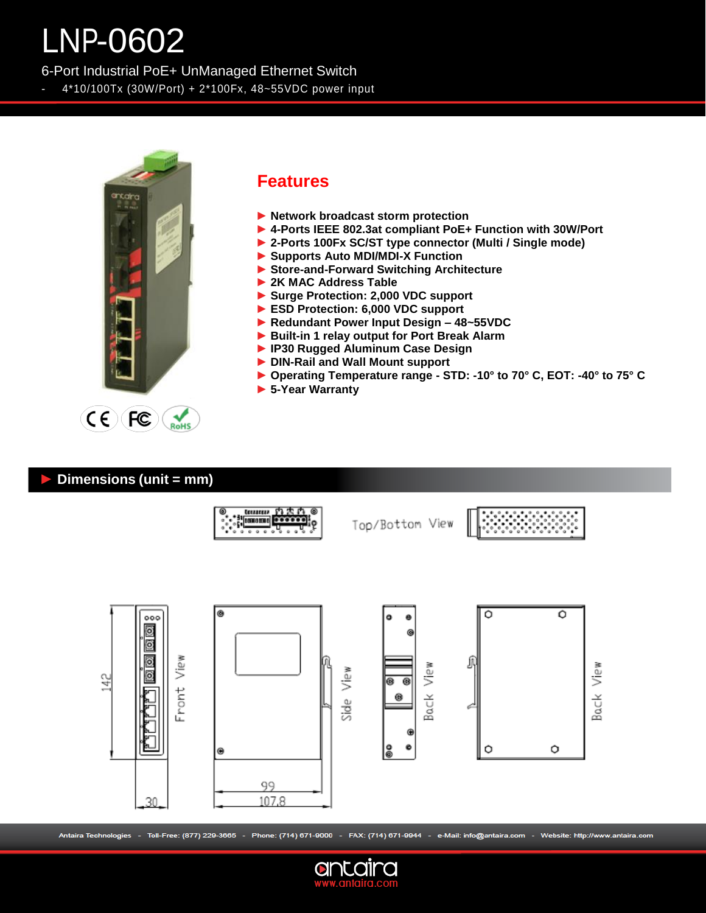# LNP-0602

6-Port Industrial PoE+ UnManaged Ethernet Switch

- 4*10/100Tx (30W/Port) + 2*100Fx, 48~55VDC power input

## Features

- Network broadcast storm protection
- 4-Ports IEEE 802.3at compliant PoE+ Function with 30W/Port
- 2-Ports 100Fx SC/ST type connector (Multi / Single mode)
- Supports Auto MDI/MDI-X Function
- Store-and-Forward Switching Architecture
- 2K MAC Address Table
- Surge Protection: 2,000 VDC support
- ESD Protection: 6,000 VDC support
- Redundant Power Input Design – 48~55VDC
- Built-in 1 relay output for Port Break Alarm
- IP30 Rugged Aluminum Case Design
- DIN-Rail and Wall Mount support
- Operating Temperature range - STD: -10° to 70° C, EOT: -40° to 75° C
- 5-Year Warranty

## Dimensions (unit = mm)

Top/Bottom View

Front View — 142, 30

Side View — 99, 107.8

Back View

Back View

Antaira Technologies - Toll-Free: (877) 229-3665 - Phone: (714) 671-9000 - FAX: (714) 671-9944 - e-Mail: info@antaira.com - Website: http://www.antaira.com

antaira
www.antaira.com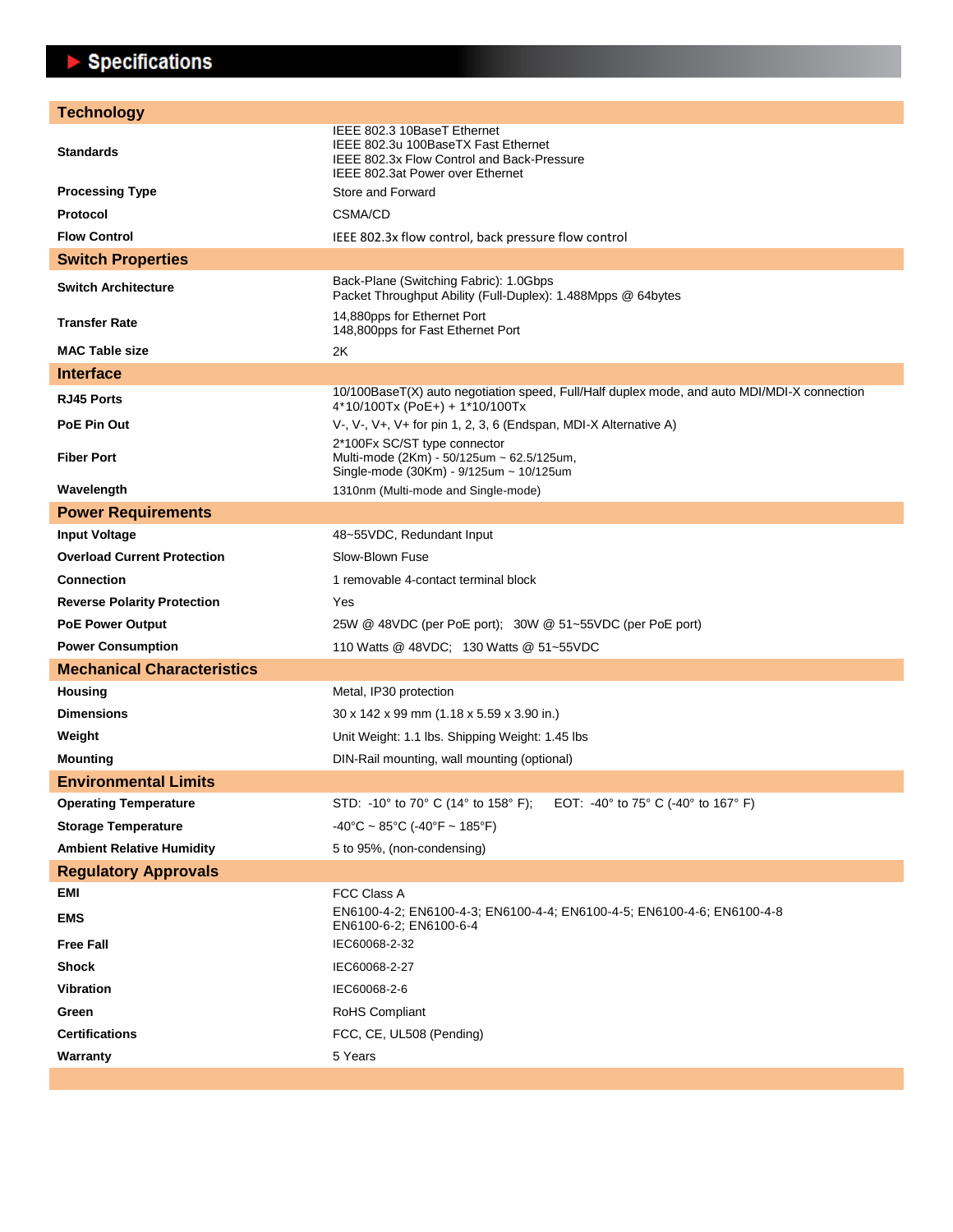# Specifications

| Technology | |
|---|---|
| **Standards** | IEEE 802.3 10BaseT Ethernet<br>IEEE 802.3u 100BaseTX Fast Ethernet<br>IEEE 802.3x Flow Control and Back-Pressure<br>IEEE 802.3at Power over Ethernet |
| **Processing Type** | Store and Forward |
| **Protocol** | CSMA/CD |
| **Flow Control** | IEEE 802.3x flow control, back pressure flow control |
| **Switch Properties** | |
| **Switch Architecture** | Back-Plane (Switching Fabric): 1.0Gbps<br>Packet Throughput Ability (Full-Duplex): 1.488Mpps @ 64bytes |
| **Transfer Rate** | 14,880pps for Ethernet Port<br>148,800pps for Fast Ethernet Port |
| **MAC Table size** | 2K |
| **Interface** | |
| **RJ45 Ports** | 10/100BaseT(X) auto negotiation speed, Full/Half duplex mode, and auto MDI/MDI-X connection<br>4*10/100Tx (PoE+) + 1*10/100Tx |
| **PoE Pin Out** | V-, V-, V+, V+ for pin 1, 2, 3, 6 (Endspan, MDI-X Alternative A) |
| **Fiber Port** | 2*100Fx SC/ST type connector<br>Multi-mode (2Km) - 50/125um ~ 62.5/125um,<br>Single-mode (30Km) - 9/125um ~ 10/125um |
| **Wavelength** | 1310nm (Multi-mode and Single-mode) |
| **Power Requirements** | |
| **Input Voltage** | 48~55VDC, Redundant Input |
| **Overload Current Protection** | Slow-Blown Fuse |
| **Connection** | 1 removable 4-contact terminal block |
| **Reverse Polarity Protection** | Yes |
| **PoE Power Output** | 25W @ 48VDC (per PoE port); 30W @ 51~55VDC (per PoE port) |
| **Power Consumption** | 110 Watts @ 48VDC; 130 Watts @ 51~55VDC |
| **Mechanical Characteristics** | |
| **Housing** | Metal, IP30 protection |
| **Dimensions** | 30 x 142 x 99 mm (1.18 x 5.59 x 3.90 in.) |
| **Weight** | Unit Weight: 1.1 lbs. Shipping Weight: 1.45 lbs |
| **Mounting** | DIN-Rail mounting, wall mounting (optional) |
| **Environmental Limits** | |
| **Operating Temperature** | STD: -10° to 70° C (14° to 158° F); EOT: -40° to 75° C (-40° to 167° F) |
| **Storage Temperature** | -40°C ~ 85°C (-40°F ~ 185°F) |
| **Ambient Relative Humidity** | 5 to 95%, (non-condensing) |
| **Regulatory Approvals** | |
| **EMI** | FCC Class A |
| **EMS** | EN6100-4-2; EN6100-4-3; EN6100-4-4; EN6100-4-5; EN6100-4-6; EN6100-4-8<br>EN6100-6-2; EN6100-6-4 |
| **Free Fall** | IEC60068-2-32 |
| **Shock** | IEC60068-2-27 |
| **Vibration** | IEC60068-2-6 |
| **Green** | RoHS Compliant |
| **Certifications** | FCC, CE, UL508 (Pending) |
| **Warranty** | 5 Years |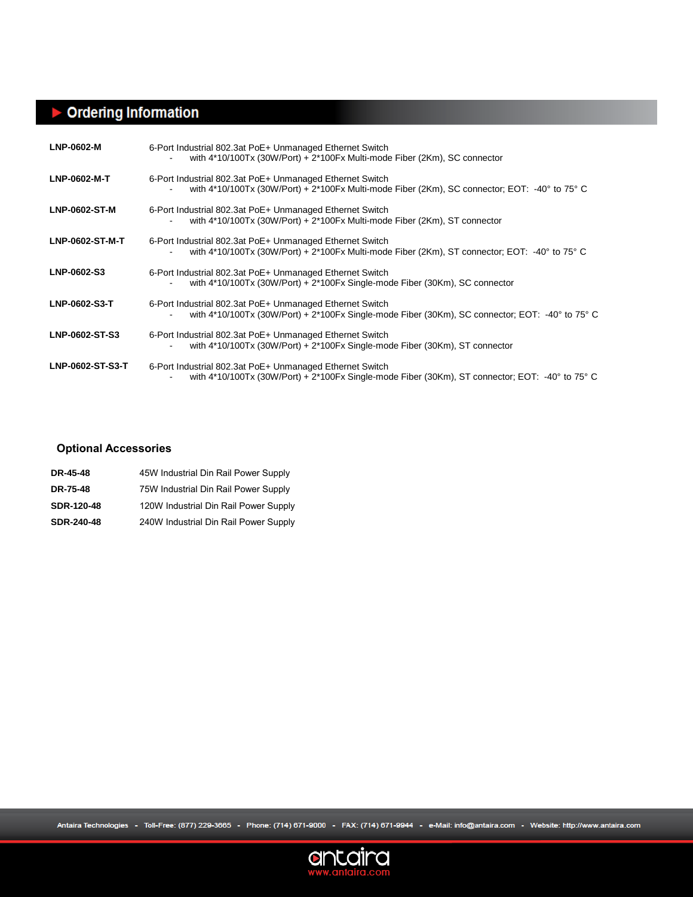## Ordering Information

**LNP-0602-M** 6-Port Industrial 802.3at PoE+ Unmanaged Ethernet Switch
- with 4*10/100Tx (30W/Port) + 2*100Fx Multi-mode Fiber (2Km), SC connector

**LNP-0602-M-T** 6-Port Industrial 802.3at PoE+ Unmanaged Ethernet Switch
- with 4*10/100Tx (30W/Port) + 2*100Fx Multi-mode Fiber (2Km), SC connector; EOT: -40° to 75° C

**LNP-0602-ST-M** 6-Port Industrial 802.3at PoE+ Unmanaged Ethernet Switch
- with 4*10/100Tx (30W/Port) + 2*100Fx Multi-mode Fiber (2Km), ST connector

**LNP-0602-ST-M-T** 6-Port Industrial 802.3at PoE+ Unmanaged Ethernet Switch
- with 4*10/100Tx (30W/Port) + 2*100Fx Multi-mode Fiber (2Km), ST connector; EOT: -40° to 75° C

**LNP-0602-S3** 6-Port Industrial 802.3at PoE+ Unmanaged Ethernet Switch
- with 4*10/100Tx (30W/Port) + 2*100Fx Single-mode Fiber (30Km), SC connector

**LNP-0602-S3-T** 6-Port Industrial 802.3at PoE+ Unmanaged Ethernet Switch
- with 4*10/100Tx (30W/Port) + 2*100Fx Single-mode Fiber (30Km), SC connector; EOT: -40° to 75° C

**LNP-0602-ST-S3** 6-Port Industrial 802.3at PoE+ Unmanaged Ethernet Switch
- with 4*10/100Tx (30W/Port) + 2*100Fx Single-mode Fiber (30Km), ST connector

**LNP-0602-ST-S3-T** 6-Port Industrial 802.3at PoE+ Unmanaged Ethernet Switch
- with 4*10/100Tx (30W/Port) + 2*100Fx Single-mode Fiber (30Km), ST connector; EOT: -40° to 75° C

### Optional Accessories

| | |
|---|---|
| **DR-45-48** | 45W Industrial Din Rail Power Supply |
| **DR-75-48** | 75W Industrial Din Rail Power Supply |
| **SDR-120-48** | 120W Industrial Din Rail Power Supply |
| **SDR-240-48** | 240W Industrial Din Rail Power Supply |

Antaira Technologies - Toll-Free: (877) 229-3665 - Phone: (714) 671-9000 - FAX: (714) 671-9944 - e-Mail: info@antaira.com - Website: http://www.antaira.com

antaira
www.antaira.com